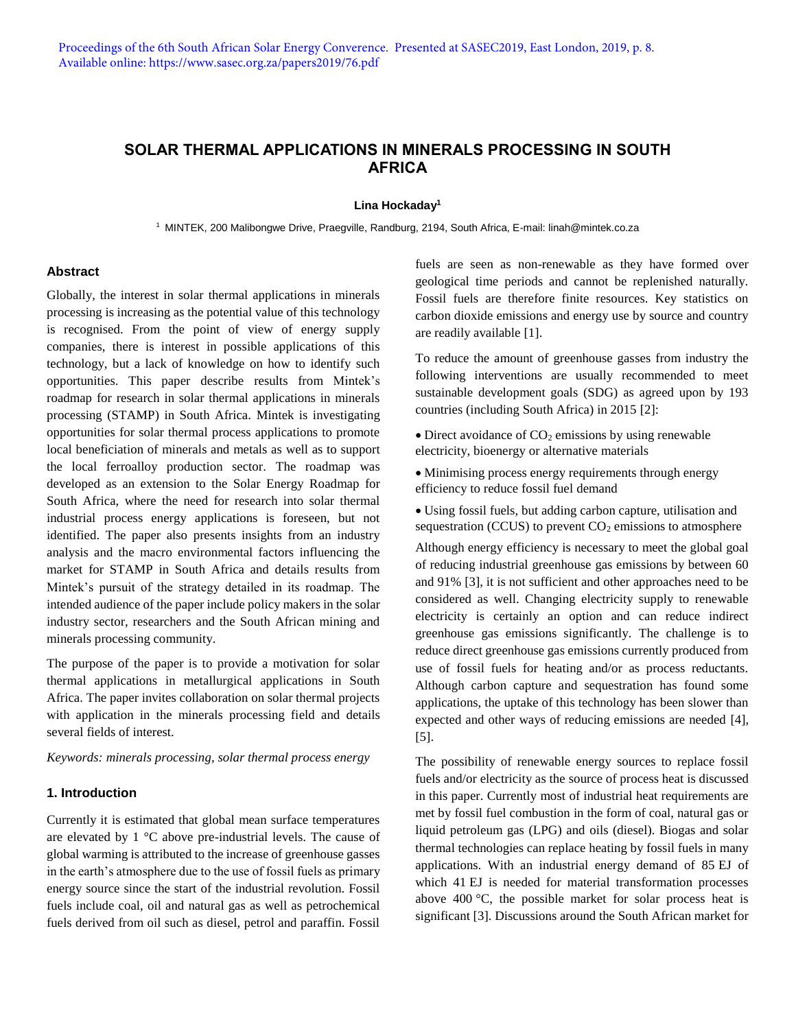# SOLAR THERMAL APPLICATIONS IN MINERALS PROCESSING IN SOUTH AFRICA

**Lina Hockaday[1]**

[1] MINTEK, 200 Malibongwe Drive, Praegville, Randburg, 2194, South Africa, E-mail: linah@mintek.co.za

### Abstract

Globally, the interest in solar thermal applications in minerals processing is increasing as the potential value of this technology is recognised. From the point of view of energy supply companies, there is interest in possible applications of this technology, but a lack of knowledge on how to identify such opportunities. This paper describe results from Mintek's roadmap for research in solar thermal applications in minerals processing (STAMP) in South Africa. Mintek is investigating opportunities for solar thermal process applications to promote local beneficiation of minerals and metals as well as to support the local ferroalloy production sector. The roadmap was developed as an extension to the Solar Energy Roadmap for South Africa, where the need for research into solar thermal industrial process energy applications is foreseen, but not identified. The paper also presents insights from an industry analysis and the macro environmental factors influencing the market for STAMP in South Africa and details results from Mintek's pursuit of the strategy detailed in its roadmap. The intended audience of the paper include policy makers in the solar industry sector, researchers and the South African mining and minerals processing community.

The purpose of the paper is to provide a motivation for solar thermal applications in metallurgical applications in South Africa. The paper invites collaboration on solar thermal projects with application in the minerals processing field and details several fields of interest.

*Keywords: minerals processing, solar thermal process energy*

### 1. Introduction

Currently it is estimated that global mean surface temperatures are elevated by 1 °C above pre-industrial levels. The cause of global warming is attributed to the increase of greenhouse gasses in the earth's atmosphere due to the use of fossil fuels as primary energy source since the start of the industrial revolution. Fossil fuels include coal, oil and natural gas as well as petrochemical fuels derived from oil such as diesel, petrol and paraffin. Fossil fuels are seen as non-renewable as they have formed over geological time periods and cannot be replenished naturally. Fossil fuels are therefore finite resources. Key statistics on carbon dioxide emissions and energy use by source and country are readily available [1].

To reduce the amount of greenhouse gasses from industry the following interventions are usually recommended to meet sustainable development goals (SDG) as agreed upon by 193 countries (including South Africa) in 2015 [2]:

- Direct avoidance of $CO_2$ emissions by using renewable electricity, bioenergy or alternative materials
- Minimising process energy requirements through energy efficiency to reduce fossil fuel demand
- Using fossil fuels, but adding carbon capture, utilisation and sequestration (CCUS) to prevent $CO_2$ emissions to atmosphere

Although energy efficiency is necessary to meet the global goal of reducing industrial greenhouse gas emissions by between 60 and 91% [3], it is not sufficient and other approaches need to be considered as well. Changing electricity supply to renewable electricity is certainly an option and can reduce indirect greenhouse gas emissions significantly. The challenge is to reduce direct greenhouse gas emissions currently produced from use of fossil fuels for heating and/or as process reductants. Although carbon capture and sequestration has found some applications, the uptake of this technology has been slower than expected and other ways of reducing emissions are needed [4], [5].

The possibility of renewable energy sources to replace fossil fuels and/or electricity as the source of process heat is discussed in this paper. Currently most of industrial heat requirements are met by fossil fuel combustion in the form of coal, natural gas or liquid petroleum gas (LPG) and oils (diesel). Biogas and solar thermal technologies can replace heating by fossil fuels in many applications. With an industrial energy demand of 85 EJ of which 41 EJ is needed for material transformation processes above 400 °C, the possible market for solar process heat is significant [3]. Discussions around the South African market for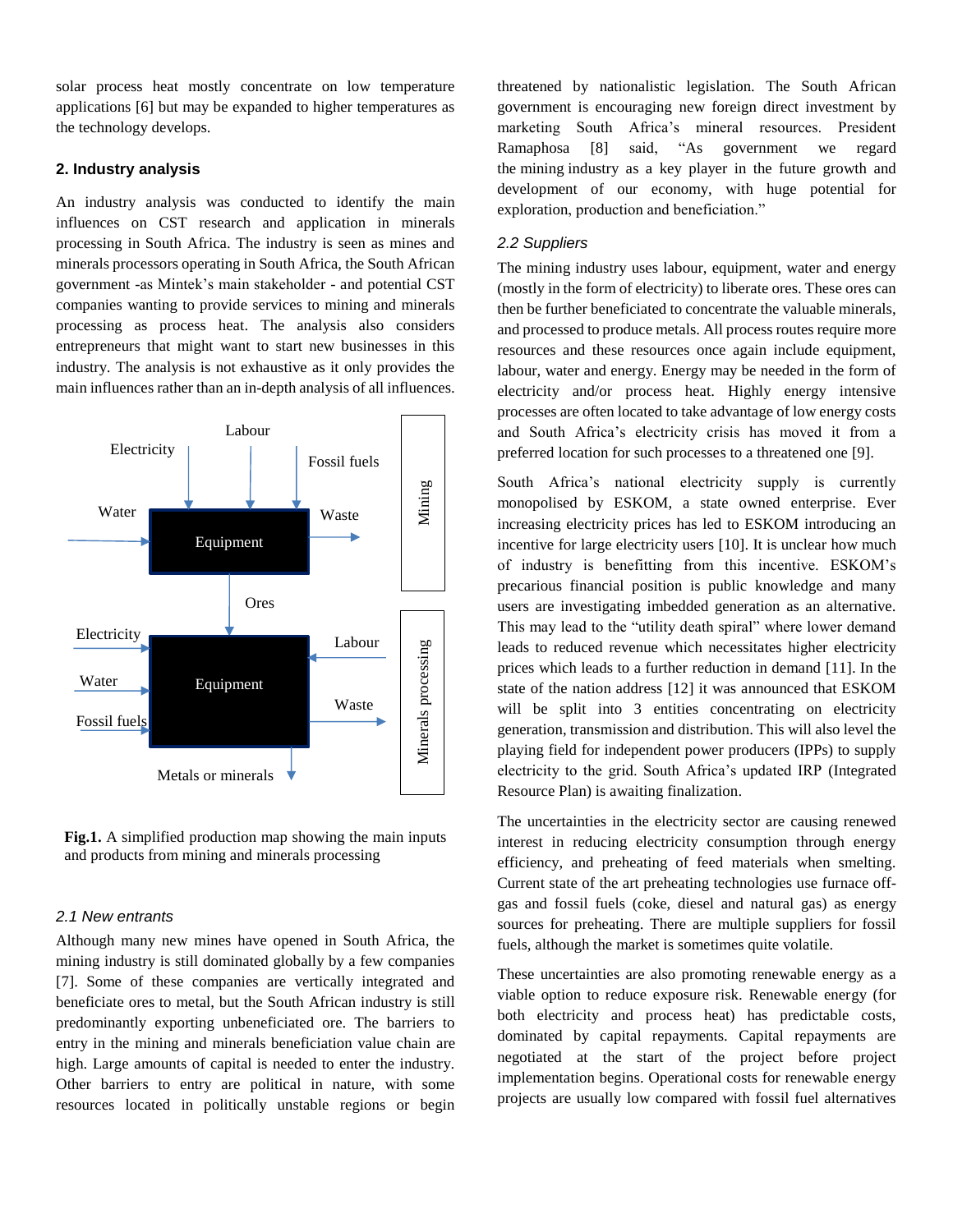solar process heat mostly concentrate on low temperature applications [6] but may be expanded to higher temperatures as the technology develops.

## 2. Industry analysis

An industry analysis was conducted to identify the main influences on CST research and application in minerals processing in South Africa. The industry is seen as mines and minerals processors operating in South Africa, the South African government -as Mintek's main stakeholder - and potential CST companies wanting to provide services to mining and minerals processing as process heat. The analysis also considers entrepreneurs that might want to start new businesses in this industry. The analysis is not exhaustive as it only provides the main influences rather than an in-depth analysis of all influences.

**Fig.1.** A simplified production map showing the main inputs and products from mining and minerals processing

### *2.1 New entrants*

Although many new mines have opened in South Africa, the mining industry is still dominated globally by a few companies [7]. Some of these companies are vertically integrated and beneficiate ores to metal, but the South African industry is still predominantly exporting unbeneficiated ore. The barriers to entry in the mining and minerals beneficiation value chain are high. Large amounts of capital is needed to enter the industry. Other barriers to entry are political in nature, with some resources located in politically unstable regions or begin threatened by nationalistic legislation. The South African government is encouraging new foreign direct investment by marketing South Africa's mineral resources. President Ramaphosa [8] said, "As government we regard the mining industry as a key player in the future growth and development of our economy, with huge potential for exploration, production and beneficiation."

### *2.2 Suppliers*

The mining industry uses labour, equipment, water and energy (mostly in the form of electricity) to liberate ores. These ores can then be further beneficiated to concentrate the valuable minerals, and processed to produce metals. All process routes require more resources and these resources once again include equipment, labour, water and energy. Energy may be needed in the form of electricity and/or process heat. Highly energy intensive processes are often located to take advantage of low energy costs and South Africa's electricity crisis has moved it from a preferred location for such processes to a threatened one [9].

South Africa's national electricity supply is currently monopolised by ESKOM, a state owned enterprise. Ever increasing electricity prices has led to ESKOM introducing an incentive for large electricity users [10]. It is unclear how much of industry is benefitting from this incentive. ESKOM's precarious financial position is public knowledge and many users are investigating imbedded generation as an alternative. This may lead to the "utility death spiral" where lower demand leads to reduced revenue which necessitates higher electricity prices which leads to a further reduction in demand [11]. In the state of the nation address [12] it was announced that ESKOM will be split into 3 entities concentrating on electricity generation, transmission and distribution. This will also level the playing field for independent power producers (IPPs) to supply electricity to the grid. South Africa's updated IRP (Integrated Resource Plan) is awaiting finalization.

The uncertainties in the electricity sector are causing renewed interest in reducing electricity consumption through energy efficiency, and preheating of feed materials when smelting. Current state of the art preheating technologies use furnace off-gas and fossil fuels (coke, diesel and natural gas) as energy sources for preheating. There are multiple suppliers for fossil fuels, although the market is sometimes quite volatile.

These uncertainties are also promoting renewable energy as a viable option to reduce exposure risk. Renewable energy (for both electricity and process heat) has predictable costs, dominated by capital repayments. Capital repayments are negotiated at the start of the project before project implementation begins. Operational costs for renewable energy projects are usually low compared with fossil fuel alternatives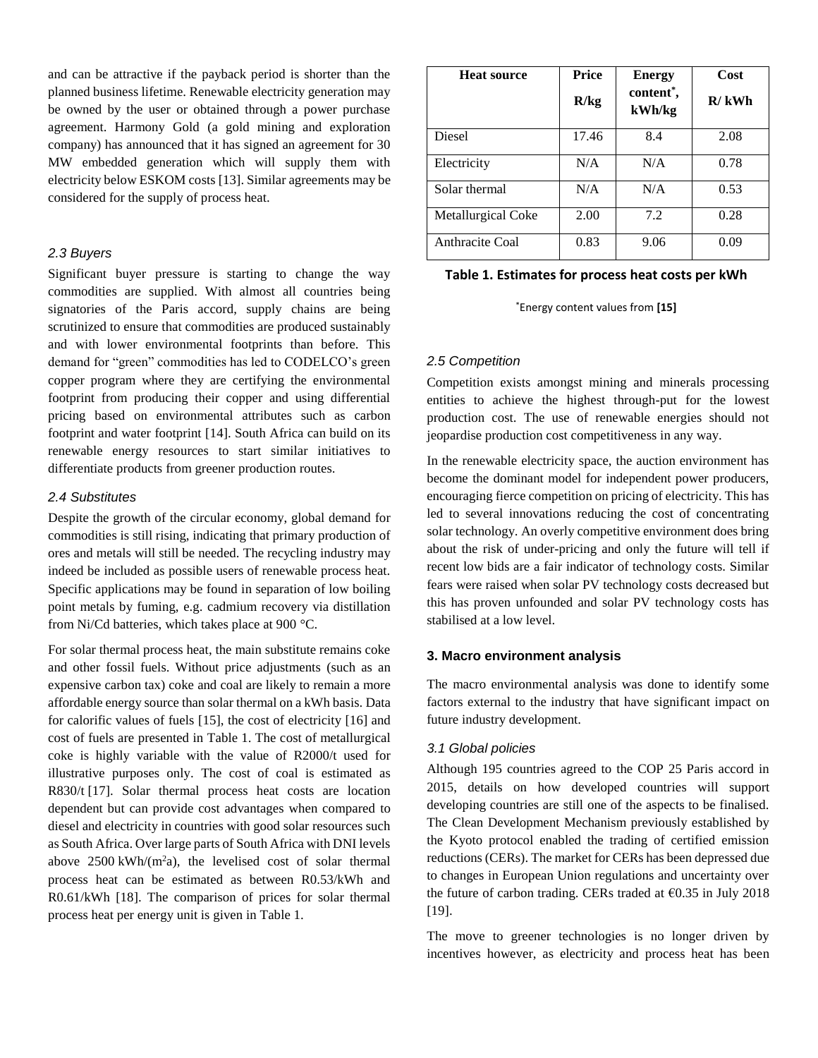and can be attractive if the payback period is shorter than the planned business lifetime. Renewable electricity generation may be owned by the user or obtained through a power purchase agreement. Harmony Gold (a gold mining and exploration company) has announced that it has signed an agreement for 30 MW embedded generation which will supply them with electricity below ESKOM costs [13]. Similar agreements may be considered for the supply of process heat.

### *2.3 Buyers*

Significant buyer pressure is starting to change the way commodities are supplied. With almost all countries being signatories of the Paris accord, supply chains are being scrutinized to ensure that commodities are produced sustainably and with lower environmental footprints than before. This demand for "green" commodities has led to CODELCO's green copper program where they are certifying the environmental footprint from producing their copper and using differential pricing based on environmental attributes such as carbon footprint and water footprint [14]. South Africa can build on its renewable energy resources to start similar initiatives to differentiate products from greener production routes.

### *2.4 Substitutes*

Despite the growth of the circular economy, global demand for commodities is still rising, indicating that primary production of ores and metals will still be needed. The recycling industry may indeed be included as possible users of renewable process heat. Specific applications may be found in separation of low boiling point metals by fuming, e.g. cadmium recovery via distillation from Ni/Cd batteries, which takes place at 900 °C.

For solar thermal process heat, the main substitute remains coke and other fossil fuels. Without price adjustments (such as an expensive carbon tax) coke and coal are likely to remain a more affordable energy source than solar thermal on a kWh basis. Data for calorific values of fuels [15], the cost of electricity [16] and cost of fuels are presented in Table 1. The cost of metallurgical coke is highly variable with the value of R2000/t used for illustrative purposes only. The cost of coal is estimated as R830/t [17]. Solar thermal process heat costs are location dependent but can provide cost advantages when compared to diesel and electricity in countries with good solar resources such as South Africa. Over large parts of South Africa with DNI levels above 2500 kWh/($m^2$a), the levelised cost of solar thermal process heat can be estimated as between R0.53/kWh and R0.61/kWh [18]. The comparison of prices for solar thermal process heat per energy unit is given in Table 1.

| Heat source | Price R/kg | Energy content*, kWh/kg | Cost R/ kWh |
|---|---|---|---|
| Diesel | 17.46 | 8.4 | 2.08 |
| Electricity | N/A | N/A | 0.78 |
| Solar thermal | N/A | N/A | 0.53 |
| Metallurgical Coke | 2.00 | 7.2 | 0.28 |
| Anthracite Coal | 0.83 | 9.06 | 0.09 |

**Table 1. Estimates for process heat costs per kWh**

*Energy content values from **[15]**

### *2.5 Competition*

Competition exists amongst mining and minerals processing entities to achieve the highest through-put for the lowest production cost. The use of renewable energies should not jeopardise production cost competitiveness in any way.

In the renewable electricity space, the auction environment has become the dominant model for independent power producers, encouraging fierce competition on pricing of electricity. This has led to several innovations reducing the cost of concentrating solar technology. An overly competitive environment does bring about the risk of under-pricing and only the future will tell if recent low bids are a fair indicator of technology costs. Similar fears were raised when solar PV technology costs decreased but this has proven unfounded and solar PV technology costs has stabilised at a low level.

## 3. Macro environment analysis

The macro environmental analysis was done to identify some factors external to the industry that have significant impact on future industry development.

### *3.1 Global policies*

Although 195 countries agreed to the COP 25 Paris accord in 2015, details on how developed countries will support developing countries are still one of the aspects to be finalised. The Clean Development Mechanism previously established by the Kyoto protocol enabled the trading of certified emission reductions (CERs). The market for CERs has been depressed due to changes in European Union regulations and uncertainty over the future of carbon trading. CERs traded at €0.35 in July 2018 [19].

The move to greener technologies is no longer driven by incentives however, as electricity and process heat has been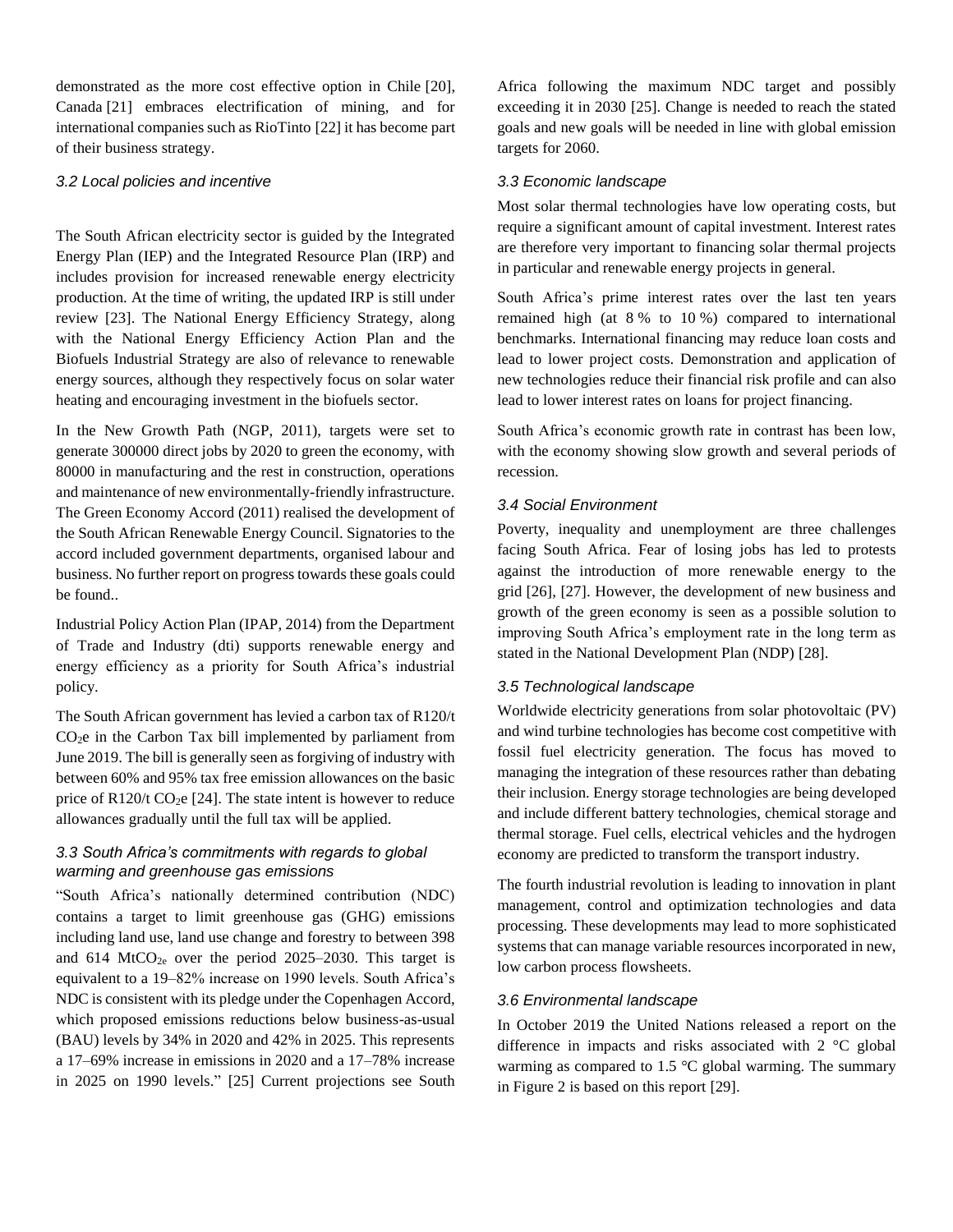demonstrated as the more cost effective option in Chile [20], Canada [21] embraces electrification of mining, and for international companies such as RioTinto [22] it has become part of their business strategy.

### *3.2 Local policies and incentive*

The South African electricity sector is guided by the Integrated Energy Plan (IEP) and the Integrated Resource Plan (IRP) and includes provision for increased renewable energy electricity production. At the time of writing, the updated IRP is still under review [23]. The National Energy Efficiency Strategy, along with the National Energy Efficiency Action Plan and the Biofuels Industrial Strategy are also of relevance to renewable energy sources, although they respectively focus on solar water heating and encouraging investment in the biofuels sector.

In the New Growth Path (NGP, 2011), targets were set to generate 300000 direct jobs by 2020 to green the economy, with 80000 in manufacturing and the rest in construction, operations and maintenance of new environmentally-friendly infrastructure. The Green Economy Accord (2011) realised the development of the South African Renewable Energy Council. Signatories to the accord included government departments, organised labour and business. No further report on progress towards these goals could be found..

Industrial Policy Action Plan (IPAP, 2014) from the Department of Trade and Industry (dti) supports renewable energy and energy efficiency as a priority for South Africa's industrial policy.

The South African government has levied a carbon tax of R120/t $CO_2$e in the Carbon Tax bill implemented by parliament from June 2019. The bill is generally seen as forgiving of industry with between 60% and 95% tax free emission allowances on the basic price of R120/t $CO_2$e [24]. The state intent is however to reduce allowances gradually until the full tax will be applied.

### *3.3 South Africa's commitments with regards to global warming and greenhouse gas emissions*

"South Africa's nationally determined contribution (NDC) contains a target to limit greenhouse gas (GHG) emissions including land use, land use change and forestry to between 398 and 614 $MtCO_{2e}$ over the period 2025–2030. This target is equivalent to a 19–82% increase on 1990 levels. South Africa's NDC is consistent with its pledge under the Copenhagen Accord, which proposed emissions reductions below business-as-usual (BAU) levels by 34% in 2020 and 42% in 2025. This represents a 17–69% increase in emissions in 2020 and a 17–78% increase in 2025 on 1990 levels." [25] Current projections see South Africa following the maximum NDC target and possibly exceeding it in 2030 [25]. Change is needed to reach the stated goals and new goals will be needed in line with global emission targets for 2060.

### *3.3 Economic landscape*

Most solar thermal technologies have low operating costs, but require a significant amount of capital investment. Interest rates are therefore very important to financing solar thermal projects in particular and renewable energy projects in general.

South Africa's prime interest rates over the last ten years remained high (at 8 % to 10 %) compared to international benchmarks. International financing may reduce loan costs and lead to lower project costs. Demonstration and application of new technologies reduce their financial risk profile and can also lead to lower interest rates on loans for project financing.

South Africa's economic growth rate in contrast has been low, with the economy showing slow growth and several periods of recession.

### *3.4 Social Environment*

Poverty, inequality and unemployment are three challenges facing South Africa. Fear of losing jobs has led to protests against the introduction of more renewable energy to the grid [26], [27]. However, the development of new business and growth of the green economy is seen as a possible solution to improving South Africa's employment rate in the long term as stated in the National Development Plan (NDP) [28].

### *3.5 Technological landscape*

Worldwide electricity generations from solar photovoltaic (PV) and wind turbine technologies has become cost competitive with fossil fuel electricity generation. The focus has moved to managing the integration of these resources rather than debating their inclusion. Energy storage technologies are being developed and include different battery technologies, chemical storage and thermal storage. Fuel cells, electrical vehicles and the hydrogen economy are predicted to transform the transport industry.

The fourth industrial revolution is leading to innovation in plant management, control and optimization technologies and data processing. These developments may lead to more sophisticated systems that can manage variable resources incorporated in new, low carbon process flowsheets.

### *3.6 Environmental landscape*

In October 2019 the United Nations released a report on the difference in impacts and risks associated with 2 °C global warming as compared to 1.5 °C global warming. The summary in Figure 2 is based on this report [29].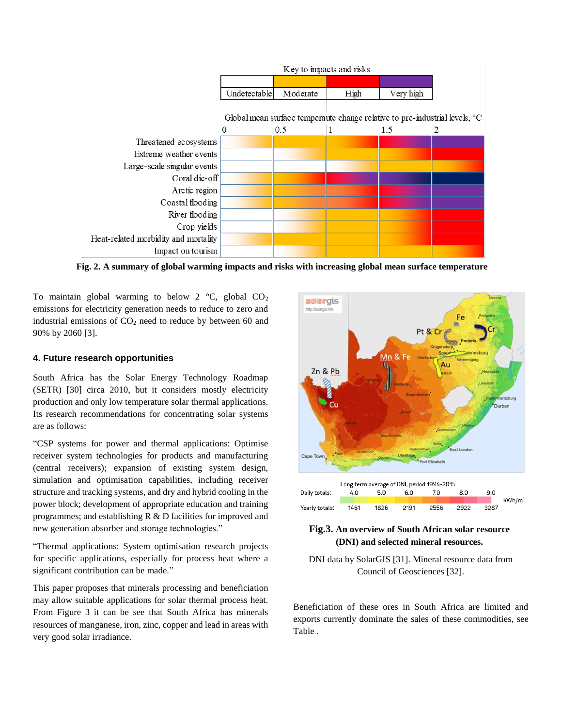Fig. 2. A summary of global warming impacts and risks with increasing global mean surface temperature

To maintain global warming to below 2 °C, global $CO_2$ emissions for electricity generation needs to reduce to zero and industrial emissions of $CO_2$ need to reduce by between 60 and 90% by 2060 [3].

## 4. Future research opportunities

South Africa has the Solar Energy Technology Roadmap (SETR) [30] circa 2010, but it considers mostly electricity production and only low temperature solar thermal applications. Its research recommendations for concentrating solar systems are as follows:

"CSP systems for power and thermal applications: Optimise receiver system technologies for products and manufacturing (central receivers); expansion of existing system design, simulation and optimisation capabilities, including receiver structure and tracking systems, and dry and hybrid cooling in the power block; development of appropriate education and training programmes; and establishing R & D facilities for improved and new generation absorber and storage technologies."

"Thermal applications: System optimisation research projects for specific applications, especially for process heat where a significant contribution can be made."

This paper proposes that minerals processing and beneficiation may allow suitable applications for solar thermal process heat. From Figure 3 it can be see that South Africa has minerals resources of manganese, iron, zinc, copper and lead in areas with very good solar irradiance.

**Fig.3. An overview of South African solar resource (DNI) and selected mineral resources.**

DNI data by SolarGIS [31]. Mineral resource data from Council of Geosciences [32].

Beneficiation of these ores in South Africa are limited and exports currently dominate the sales of these commodities, see Table .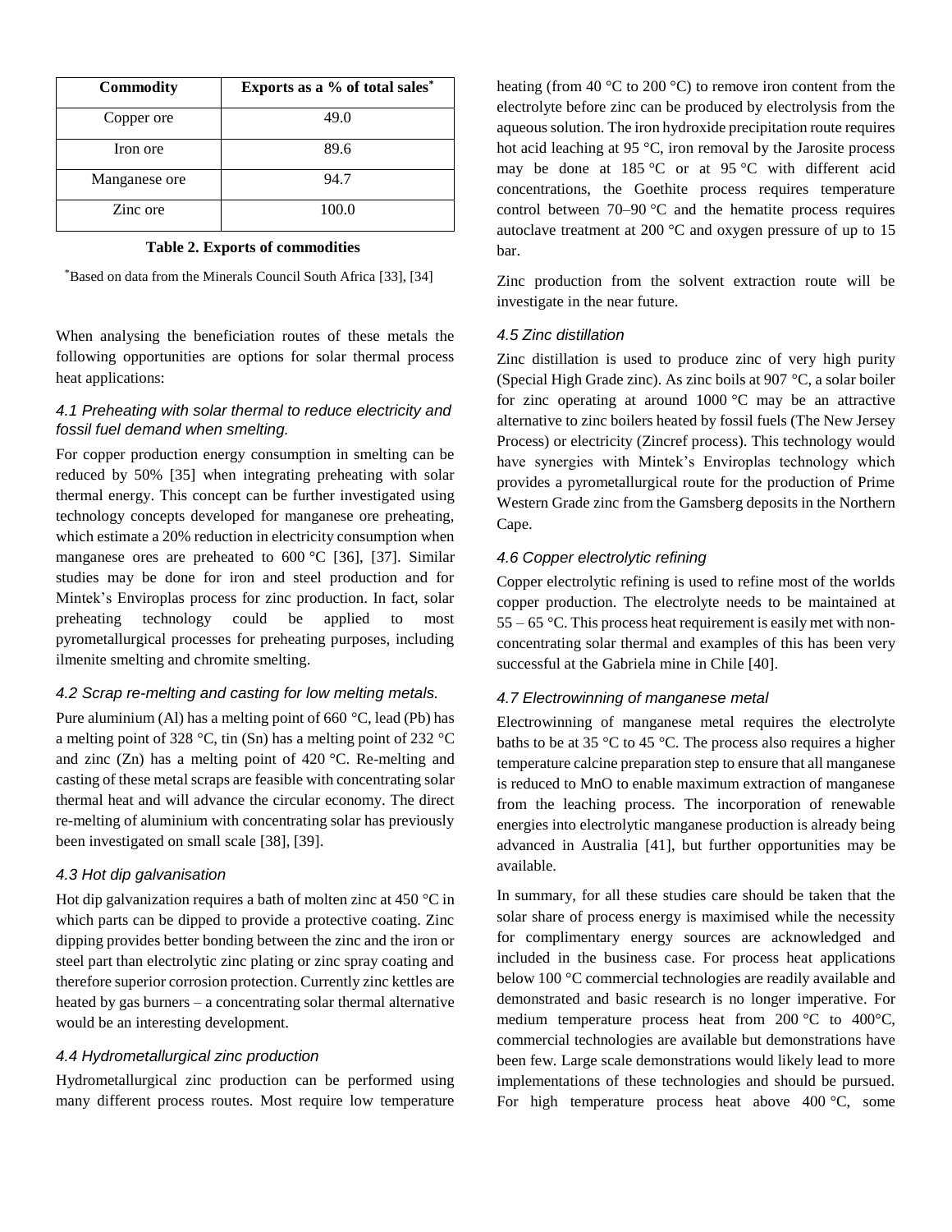| Commodity | Exports as a % of total sales* |
| --- | --- |
| Copper ore | 49.0 |
| Iron ore | 89.6 |
| Manganese ore | 94.7 |
| Zinc ore | 100.0 |

**Table 2. Exports of commodities**

*Based on data from the Minerals Council South Africa [33], [34]

When analysing the beneficiation routes of these metals the following opportunities are options for solar thermal process heat applications:

### *4.1 Preheating with solar thermal to reduce electricity and fossil fuel demand when smelting.*

For copper production energy consumption in smelting can be reduced by 50% [35] when integrating preheating with solar thermal energy. This concept can be further investigated using technology concepts developed for manganese ore preheating, which estimate a 20% reduction in electricity consumption when manganese ores are preheated to 600 °C [36], [37]. Similar studies may be done for iron and steel production and for Mintek's Enviroplas process for zinc production. In fact, solar preheating technology could be applied to most pyrometallurgical processes for preheating purposes, including ilmenite smelting and chromite smelting.

### *4.2 Scrap re-melting and casting for low melting metals.*

Pure aluminium (Al) has a melting point of 660 °C, lead (Pb) has a melting point of 328 °C, tin (Sn) has a melting point of 232 °C and zinc (Zn) has a melting point of 420 °C. Re-melting and casting of these metal scraps are feasible with concentrating solar thermal heat and will advance the circular economy. The direct re-melting of aluminium with concentrating solar has previously been investigated on small scale [38], [39].

### *4.3 Hot dip galvanisation*

Hot dip galvanization requires a bath of molten zinc at 450 °C in which parts can be dipped to provide a protective coating. Zinc dipping provides better bonding between the zinc and the iron or steel part than electrolytic zinc plating or zinc spray coating and therefore superior corrosion protection. Currently zinc kettles are heated by gas burners – a concentrating solar thermal alternative would be an interesting development.

### *4.4 Hydrometallurgical zinc production*

Hydrometallurgical zinc production can be performed using many different process routes. Most require low temperature heating (from 40 °C to 200 °C) to remove iron content from the electrolyte before zinc can be produced by electrolysis from the aqueous solution. The iron hydroxide precipitation route requires hot acid leaching at 95 °C, iron removal by the Jarosite process may be done at 185 °C or at 95 °C with different acid concentrations, the Goethite process requires temperature control between 70–90 °C and the hematite process requires autoclave treatment at 200 °C and oxygen pressure of up to 15 bar.

Zinc production from the solvent extraction route will be investigate in the near future.

### *4.5 Zinc distillation*

Zinc distillation is used to produce zinc of very high purity (Special High Grade zinc). As zinc boils at 907 °C, a solar boiler for zinc operating at around 1000 °C may be an attractive alternative to zinc boilers heated by fossil fuels (The New Jersey Process) or electricity (Zincref process). This technology would have synergies with Mintek's Enviroplas technology which provides a pyrometallurgical route for the production of Prime Western Grade zinc from the Gamsberg deposits in the Northern Cape.

### *4.6 Copper electrolytic refining*

Copper electrolytic refining is used to refine most of the worlds copper production. The electrolyte needs to be maintained at 55 – 65 °C. This process heat requirement is easily met with non-concentrating solar thermal and examples of this has been very successful at the Gabriela mine in Chile [40].

### *4.7 Electrowinning of manganese metal*

Electrowinning of manganese metal requires the electrolyte baths to be at 35 °C to 45 °C. The process also requires a higher temperature calcine preparation step to ensure that all manganese is reduced to MnO to enable maximum extraction of manganese from the leaching process. The incorporation of renewable energies into electrolytic manganese production is already being advanced in Australia [41], but further opportunities may be available.

In summary, for all these studies care should be taken that the solar share of process energy is maximised while the necessity for complimentary energy sources are acknowledged and included in the business case. For process heat applications below 100 °C commercial technologies are readily available and demonstrated and basic research is no longer imperative. For medium temperature process heat from 200 °C to 400°C, commercial technologies are available but demonstrations have been few. Large scale demonstrations would likely lead to more implementations of these technologies and should be pursued. For high temperature process heat above 400 °C, some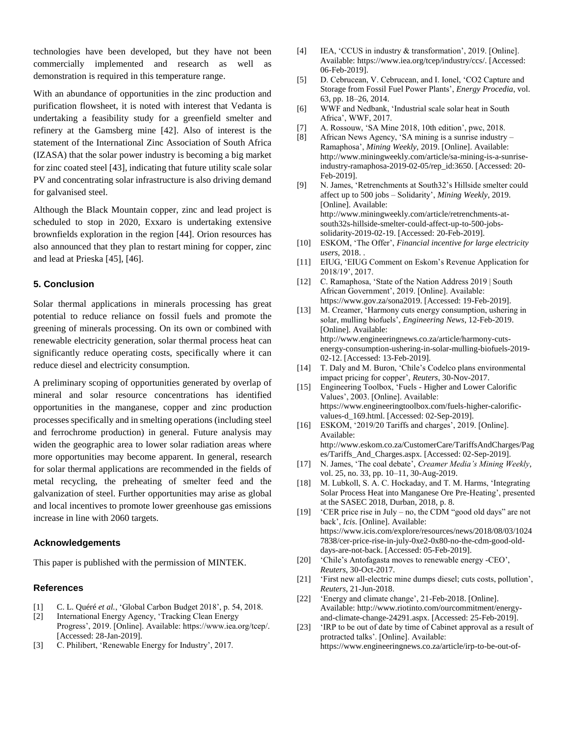technologies have been developed, but they have not been commercially implemented and research as well as demonstration is required in this temperature range.

With an abundance of opportunities in the zinc production and purification flowsheet, it is noted with interest that Vedanta is undertaking a feasibility study for a greenfield smelter and refinery at the Gamsberg mine [42]. Also of interest is the statement of the International Zinc Association of South Africa (IZASA) that the solar power industry is becoming a big market for zinc coated steel [43], indicating that future utility scale solar PV and concentrating solar infrastructure is also driving demand for galvanised steel.

Although the Black Mountain copper, zinc and lead project is scheduled to stop in 2020, Exxaro is undertaking extensive brownfields exploration in the region [44]. Orion resources has also announced that they plan to restart mining for copper, zinc and lead at Prieska [45], [46].

## 5. Conclusion

Solar thermal applications in minerals processing has great potential to reduce reliance on fossil fuels and promote the greening of minerals processing. On its own or combined with renewable electricity generation, solar thermal process heat can significantly reduce operating costs, specifically where it can reduce diesel and electricity consumption.

A preliminary scoping of opportunities generated by overlap of mineral and solar resource concentrations has identified opportunities in the manganese, copper and zinc production processes specifically and in smelting operations (including steel and ferrochrome production) in general. Future analysis may widen the geographic area to lower solar radiation areas where more opportunities may become apparent. In general, research for solar thermal applications are recommended in the fields of metal recycling, the preheating of smelter feed and the galvanization of steel. Further opportunities may arise as global and local incentives to promote lower greenhouse gas emissions increase in line with 2060 targets.

## Acknowledgements

This paper is published with the permission of MINTEK.

## References

[1] C. L. Quéré *et al.*, 'Global Carbon Budget 2018', p. 54, 2018.

[2] International Energy Agency, 'Tracking Clean Energy Progress', 2019. [Online]. Available: https://www.iea.org/tcep/. [Accessed: 28-Jan-2019].

[3] C. Philibert, 'Renewable Energy for Industry', 2017.

[4] IEA, 'CCUS in industry & transformation', 2019. [Online]. Available: https://www.iea.org/tcep/industry/ccs/. [Accessed: 06-Feb-2019].

[5] D. Cebrucean, V. Cebrucean, and I. Ionel, 'CO2 Capture and Storage from Fossil Fuel Power Plants', *Energy Procedia*, vol. 63, pp. 18–26, 2014.

[6] WWF and Nedbank, 'Industrial scale solar heat in South Africa', WWF, 2017.

[7] A. Rossouw, 'SA Mine 2018, 10th edition', pwc, 2018.

[8] African News Agency, 'SA mining is a sunrise industry – Ramaphosa', *Mining Weekly*, 2019. [Online]. Available: http://www.miningweekly.com/article/sa-mining-is-a-sunrise-industry-ramaphosa-2019-02-05/rep_id:3650. [Accessed: 20-Feb-2019].

[9] N. James, 'Retrenchments at South32's Hillside smelter could affect up to 500 jobs – Solidarity', *Mining Weekly*, 2019. [Online]. Available: http://www.miningweekly.com/article/retrenchments-at-south32s-hillside-smelter-could-affect-up-to-500-jobs-solidarity-2019-02-19. [Accessed: 20-Feb-2019].

[10] ESKOM, 'The Offer', *Financial incentive for large electricity users*, 2018. .

[11] EIUG, 'EIUG Comment on Eskom's Revenue Application for 2018/19', 2017.

[12] C. Ramaphosa, 'State of the Nation Address 2019 | South African Government', 2019. [Online]. Available: https://www.gov.za/sona2019. [Accessed: 19-Feb-2019].

[13] M. Creamer, 'Harmony cuts energy consumption, ushering in solar, mulling biofuels', *Engineering News*, 12-Feb-2019. [Online]. Available: http://www.engineeringnews.co.za/article/harmony-cuts-energy-consumption-ushering-in-solar-mulling-biofuels-2019-02-12. [Accessed: 13-Feb-2019].

[14] T. Daly and M. Buron, 'Chile's Codelco plans environmental impact pricing for copper', *Reuters*, 30-Nov-2017.

[15] Engineering Toolbox, 'Fuels - Higher and Lower Calorific Values', 2003. [Online]. Available: https://www.engineeringtoolbox.com/fuels-higher-calorific-values-d_169.html. [Accessed: 02-Sep-2019].

[16] ESKOM, '2019/20 Tariffs and charges', 2019. [Online]. Available: http://www.eskom.co.za/CustomerCare/TariffsAndCharges/Pages/Tariffs_And_Charges.aspx. [Accessed: 02-Sep-2019].

[17] N. James, 'The coal debate', *Creamer Media's Mining Weekly*, vol. 25, no. 33, pp. 10–11, 30-Aug-2019.

[18] M. Lubkoll, S. A. C. Hockaday, and T. M. Harms, 'Integrating Solar Process Heat into Manganese Ore Pre-Heating', presented at the SASEC 2018, Durban, 2018, p. 8.

[19] 'CER price rise in July – no, the CDM "good old days" are not back', *Icis*. [Online]. Available: https://www.icis.com/explore/resources/news/2018/08/03/10247838/cer-price-rise-in-july-0xe2-0x80-no-the-cdm-good-old-days-are-not-back. [Accessed: 05-Feb-2019].

[20] 'Chile's Antofagasta moves to renewable energy -CEO', *Reuters*, 30-Oct-2017.

[21] 'First new all-electric mine dumps diesel; cuts costs, pollution', *Reuters*, 21-Jun-2018.

[22] 'Energy and climate change', 21-Feb-2018. [Online]. Available: http://www.riotinto.com/ourcommitment/energy-and-climate-change-24291.aspx. [Accessed: 25-Feb-2019].

[23] 'IRP to be out of date by time of Cabinet approval as a result of protracted talks'. [Online]. Available: https://www.engineeringnews.co.za/article/irp-to-be-out-of-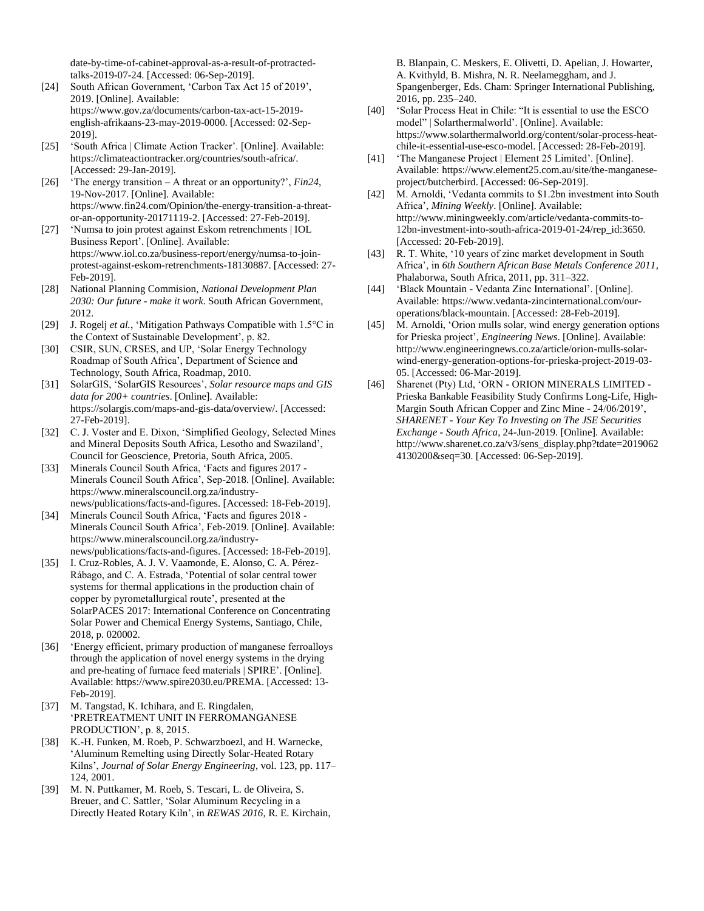date-by-time-of-cabinet-approval-as-a-result-of-protracted-talks-2019-07-24. [Accessed: 06-Sep-2019].

[24] South African Government, 'Carbon Tax Act 15 of 2019', 2019. [Online]. Available: https://www.gov.za/documents/carbon-tax-act-15-2019-english-afrikaans-23-may-2019-0000. [Accessed: 02-Sep-2019].

[25] 'South Africa | Climate Action Tracker'. [Online]. Available: https://climateactiontracker.org/countries/south-africa/. [Accessed: 29-Jan-2019].

[26] 'The energy transition – A threat or an opportunity?', *Fin24*, 19-Nov-2017. [Online]. Available: https://www.fin24.com/Opinion/the-energy-transition-a-threat-or-an-opportunity-20171119-2. [Accessed: 27-Feb-2019].

[27] 'Numsa to join protest against Eskom retrenchments | IOL Business Report'. [Online]. Available: https://www.iol.co.za/business-report/energy/numsa-to-join-protest-against-eskom-retrenchments-18130887. [Accessed: 27-Feb-2019].

[28] National Planning Commision, *National Development Plan 2030: Our future - make it work*. South African Government, 2012.

[29] J. Rogelj *et al.*, 'Mitigation Pathways Compatible with 1.5°C in the Context of Sustainable Development', p. 82.

[30] CSIR, SUN, CRSES, and UP, 'Solar Energy Technology Roadmap of South Africa', Department of Science and Technology, South Africa, Roadmap, 2010.

[31] SolarGIS, 'SolarGIS Resources', *Solar resource maps and GIS data for 200+ countries*. [Online]. Available: https://solargis.com/maps-and-gis-data/overview/. [Accessed: 27-Feb-2019].

[32] C. J. Voster and E. Dixon, 'Simplified Geology, Selected Mines and Mineral Deposits South Africa, Lesotho and Swaziland', Council for Geoscience, Pretoria, South Africa, 2005.

[33] Minerals Council South Africa, 'Facts and figures 2017 - Minerals Council South Africa', Sep-2018. [Online]. Available: https://www.mineralscouncil.org.za/industry-news/publications/facts-and-figures. [Accessed: 18-Feb-2019].

[34] Minerals Council South Africa, 'Facts and figures 2018 - Minerals Council South Africa', Feb-2019. [Online]. Available: https://www.mineralscouncil.org.za/industry-news/publications/facts-and-figures. [Accessed: 18-Feb-2019].

[35] I. Cruz-Robles, A. J. V. Vaamonde, E. Alonso, C. A. Pérez-Rábago, and C. A. Estrada, 'Potential of solar central tower systems for thermal applications in the production chain of copper by pyrometallurgical route', presented at the SolarPACES 2017: International Conference on Concentrating Solar Power and Chemical Energy Systems, Santiago, Chile, 2018, p. 020002.

[36] 'Energy efficient, primary production of manganese ferroalloys through the application of novel energy systems in the drying and pre-heating of furnace feed materials | SPIRE'. [Online]. Available: https://www.spire2030.eu/PREMA. [Accessed: 13-Feb-2019].

[37] M. Tangstad, K. Ichihara, and E. Ringdalen, 'PRETREATMENT UNIT IN FERROMANGANESE PRODUCTION', p. 8, 2015.

[38] K.-H. Funken, M. Roeb, P. Schwarzboezl, and H. Warnecke, 'Aluminum Remelting using Directly Solar-Heated Rotary Kilns', *Journal of Solar Energy Engineering*, vol. 123, pp. 117–124, 2001.

[39] M. N. Puttkamer, M. Roeb, S. Tescari, L. de Oliveira, S. Breuer, and C. Sattler, 'Solar Aluminum Recycling in a Directly Heated Rotary Kiln', in *REWAS 2016*, R. E. Kirchain, B. Blanpain, C. Meskers, E. Olivetti, D. Apelian, J. Howarter, A. Kvithyld, B. Mishra, N. R. Neelameggham, and J. Spangenberger, Eds. Cham: Springer International Publishing, 2016, pp. 235–240.

[40] 'Solar Process Heat in Chile: "It is essential to use the ESCO model" | Solarthermalworld'. [Online]. Available: https://www.solarthermalworld.org/content/solar-process-heat-chile-it-essential-use-esco-model. [Accessed: 28-Feb-2019].

[41] 'The Manganese Project | Element 25 Limited'. [Online]. Available: https://www.element25.com.au/site/the-manganese-project/butcherbird. [Accessed: 06-Sep-2019].

[42] M. Arnoldi, 'Vedanta commits to $1.2bn investment into South Africa', *Mining Weekly*. [Online]. Available: http://www.miningweekly.com/article/vedanta-commits-to-12bn-investment-into-south-africa-2019-01-24/rep_id:3650. [Accessed: 20-Feb-2019].

[43] R. T. White, '10 years of zinc market development in South Africa', in *6th Southern African Base Metals Conference 2011*, Phalaborwa, South Africa, 2011, pp. 311–322.

[44] 'Black Mountain - Vedanta Zinc International'. [Online]. Available: https://www.vedanta-zincinternational.com/our-operations/black-mountain. [Accessed: 28-Feb-2019].

[45] M. Arnoldi, 'Orion mulls solar, wind energy generation options for Prieska project', *Engineering News*. [Online]. Available: http://www.engineeringnews.co.za/article/orion-mulls-solar-wind-energy-generation-options-for-prieska-project-2019-03-05. [Accessed: 06-Mar-2019].

[46] Sharenet (Pty) Ltd, 'ORN - ORION MINERALS LIMITED - Prieska Bankable Feasibility Study Confirms Long-Life, High-Margin South African Copper and Zinc Mine - 24/06/2019', *SHARENET - Your Key To Investing on The JSE Securities Exchange - South Africa*, 24-Jun-2019. [Online]. Available: http://www.sharenet.co.za/v3/sens_display.php?tdate=20190624130200&seq=30. [Accessed: 06-Sep-2019].